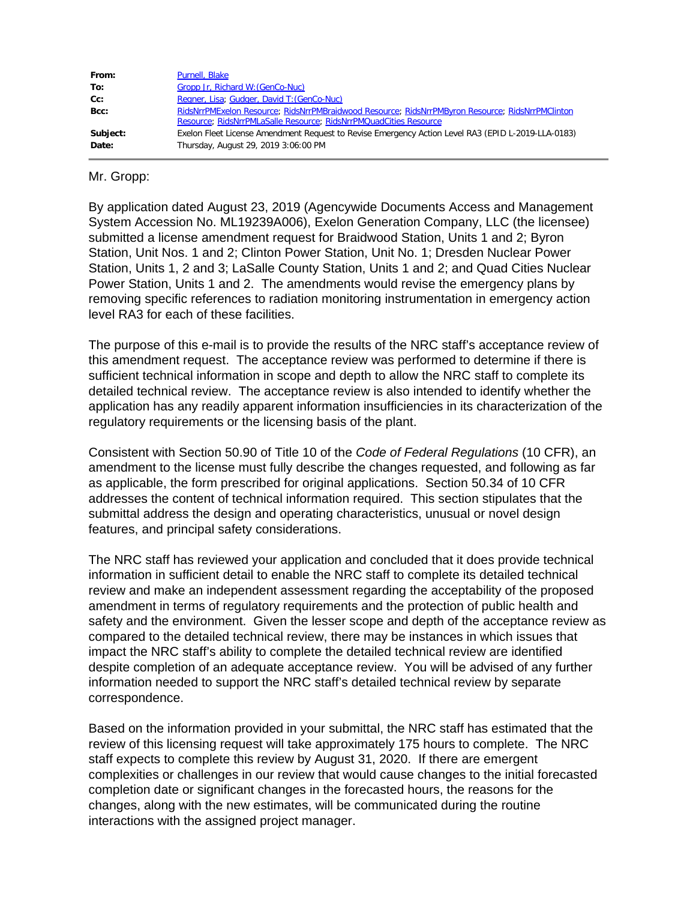| | |
|---|---|
| **From:** | Purnell, Blake |
| **To:** | Gropp Jr, Richard W:(GenCo-Nuc) |
| **Cc:** | Regner, Lisa; Gudger, David T:(GenCo-Nuc) |
| **Bcc:** | RidsNrrPMExelon Resource; RidsNrrPMBraidwood Resource; RidsNrrPMByron Resource; RidsNrrPMClinton Resource; RidsNrrPMLaSalle Resource; RidsNrrPMQuadCities Resource |
| **Subject:** | Exelon Fleet License Amendment Request to Revise Emergency Action Level RA3 (EPID L-2019-LLA-0183) |
| **Date:** | Thursday, August 29, 2019 3:06:00 PM |

Mr. Gropp:

By application dated August 23, 2019 (Agencywide Documents Access and Management System Accession No. ML19239A006), Exelon Generation Company, LLC (the licensee) submitted a license amendment request for Braidwood Station, Units 1 and 2; Byron Station, Unit Nos. 1 and 2; Clinton Power Station, Unit No. 1; Dresden Nuclear Power Station, Units 1, 2 and 3; LaSalle County Station, Units 1 and 2; and Quad Cities Nuclear Power Station, Units 1 and 2. The amendments would revise the emergency plans by removing specific references to radiation monitoring instrumentation in emergency action level RA3 for each of these facilities.

The purpose of this e-mail is to provide the results of the NRC staff's acceptance review of this amendment request. The acceptance review was performed to determine if there is sufficient technical information in scope and depth to allow the NRC staff to complete its detailed technical review. The acceptance review is also intended to identify whether the application has any readily apparent information insufficiencies in its characterization of the regulatory requirements or the licensing basis of the plant.

Consistent with Section 50.90 of Title 10 of the *Code of Federal Regulations* (10 CFR), an amendment to the license must fully describe the changes requested, and following as far as applicable, the form prescribed for original applications. Section 50.34 of 10 CFR addresses the content of technical information required. This section stipulates that the submittal address the design and operating characteristics, unusual or novel design features, and principal safety considerations.

The NRC staff has reviewed your application and concluded that it does provide technical information in sufficient detail to enable the NRC staff to complete its detailed technical review and make an independent assessment regarding the acceptability of the proposed amendment in terms of regulatory requirements and the protection of public health and safety and the environment. Given the lesser scope and depth of the acceptance review as compared to the detailed technical review, there may be instances in which issues that impact the NRC staff's ability to complete the detailed technical review are identified despite completion of an adequate acceptance review. You will be advised of any further information needed to support the NRC staff's detailed technical review by separate correspondence.

Based on the information provided in your submittal, the NRC staff has estimated that the review of this licensing request will take approximately 175 hours to complete. The NRC staff expects to complete this review by August 31, 2020. If there are emergent complexities or challenges in our review that would cause changes to the initial forecasted completion date or significant changes in the forecasted hours, the reasons for the changes, along with the new estimates, will be communicated during the routine interactions with the assigned project manager.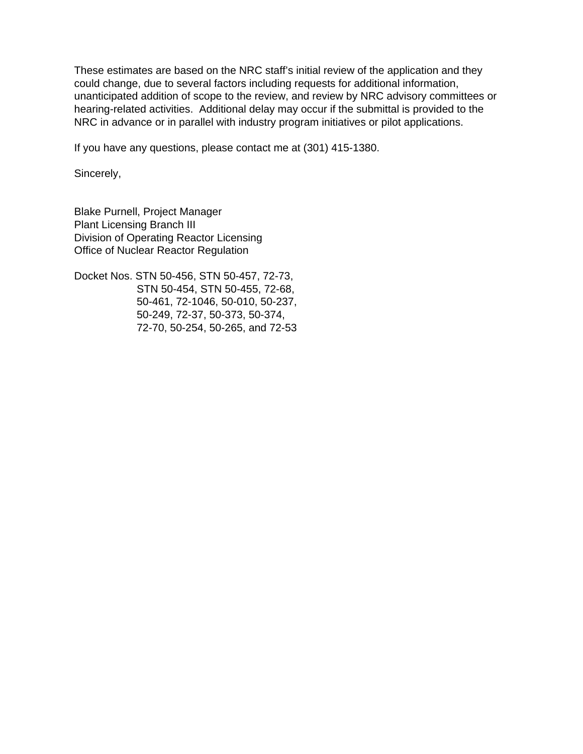These estimates are based on the NRC staff's initial review of the application and they could change, due to several factors including requests for additional information, unanticipated addition of scope to the review, and review by NRC advisory committees or hearing-related activities. Additional delay may occur if the submittal is provided to the NRC in advance or in parallel with industry program initiatives or pilot applications.

If you have any questions, please contact me at (301) 415-1380.

Sincerely,

Blake Purnell, Project Manager
Plant Licensing Branch III
Division of Operating Reactor Licensing
Office of Nuclear Reactor Regulation

Docket Nos. STN 50-456, STN 50-457, 72-73,
STN 50-454, STN 50-455, 72-68,
50-461, 72-1046, 50-010, 50-237,
50-249, 72-37, 50-373, 50-374,
72-70, 50-254, 50-265, and 72-53